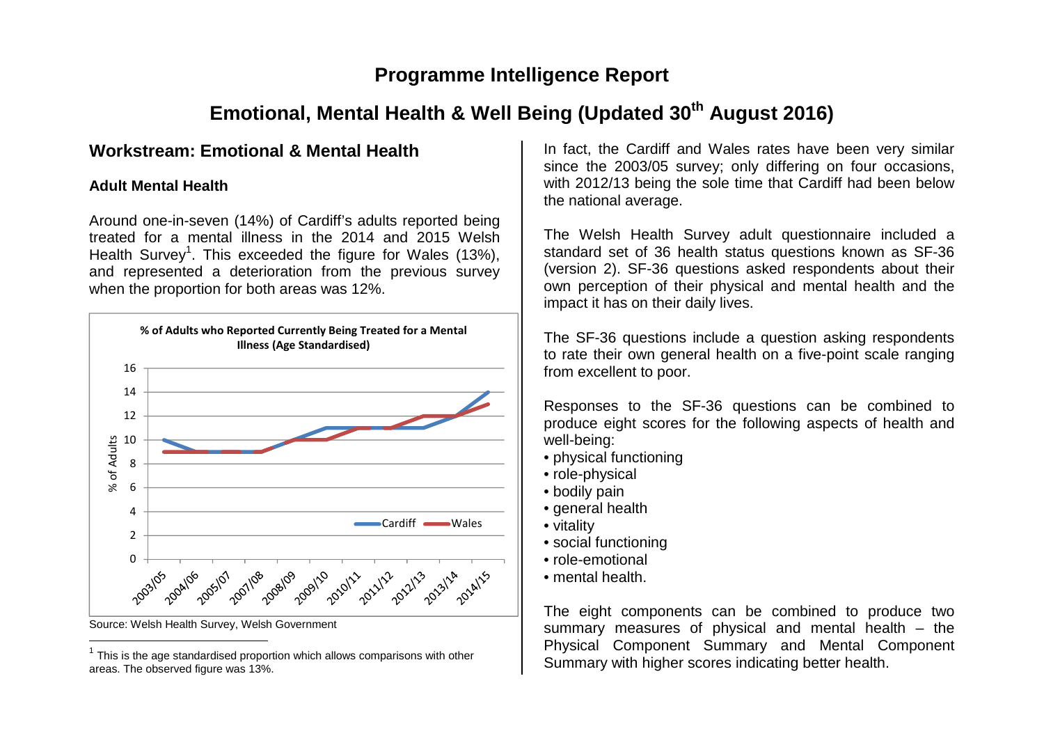# Programme Intelligence Report

## Emotional, Mental Health & Well Being (Updated 30th August 2016)

### Workstream: Emotional & Mental Health

#### Adult Mental Health

Around one-in-seven (14%) of Cardiff's adults reported being treated for a mental illness in the 2014 and 2015 Welsh Health Survey[1]. This exceeded the figure for Wales (13%), and represented a deterioration from the previous survey when the proportion for both areas was 12%.

**% of Adults who Reported Currently Being Treated for a Mental Illness (Age Standardised)**

| Year | Cardiff | Wales |
|---|---|---|
| 2003/05 | 10 | 9 |
| 2004/06 | 9 | 9 |
| 2005/07 | 9 | 9 |
| 2007/08 | 9 | 9 |
| 2008/09 | 10 | 10 |
| 2009/10 | 11 | 10 |
| 2010/11 | 11 | 11 |
| 2011/12 | 11 | 11 |
| 2012/13 | 11 | 12 |
| 2013/14 | 12 | 12 |
| 2014/15 | 14 | 13 |

Source: Welsh Health Survey, Welsh Government

[1] This is the age standardised proportion which allows comparisons with other areas. The observed figure was 13%.

In fact, the Cardiff and Wales rates have been very similar since the 2003/05 survey; only differing on four occasions, with 2012/13 being the sole time that Cardiff had been below the national average.

The Welsh Health Survey adult questionnaire included a standard set of 36 health status questions known as SF-36 (version 2). SF-36 questions asked respondents about their own perception of their physical and mental health and the impact it has on their daily lives.

The SF-36 questions include a question asking respondents to rate their own general health on a five-point scale ranging from excellent to poor.

Responses to the SF-36 questions can be combined to produce eight scores for the following aspects of health and well-being:

- physical functioning
- role-physical
- bodily pain
- general health
- vitality
- social functioning
- role-emotional
- mental health.

The eight components can be combined to produce two summary measures of physical and mental health – the Physical Component Summary and Mental Component Summary with higher scores indicating better health.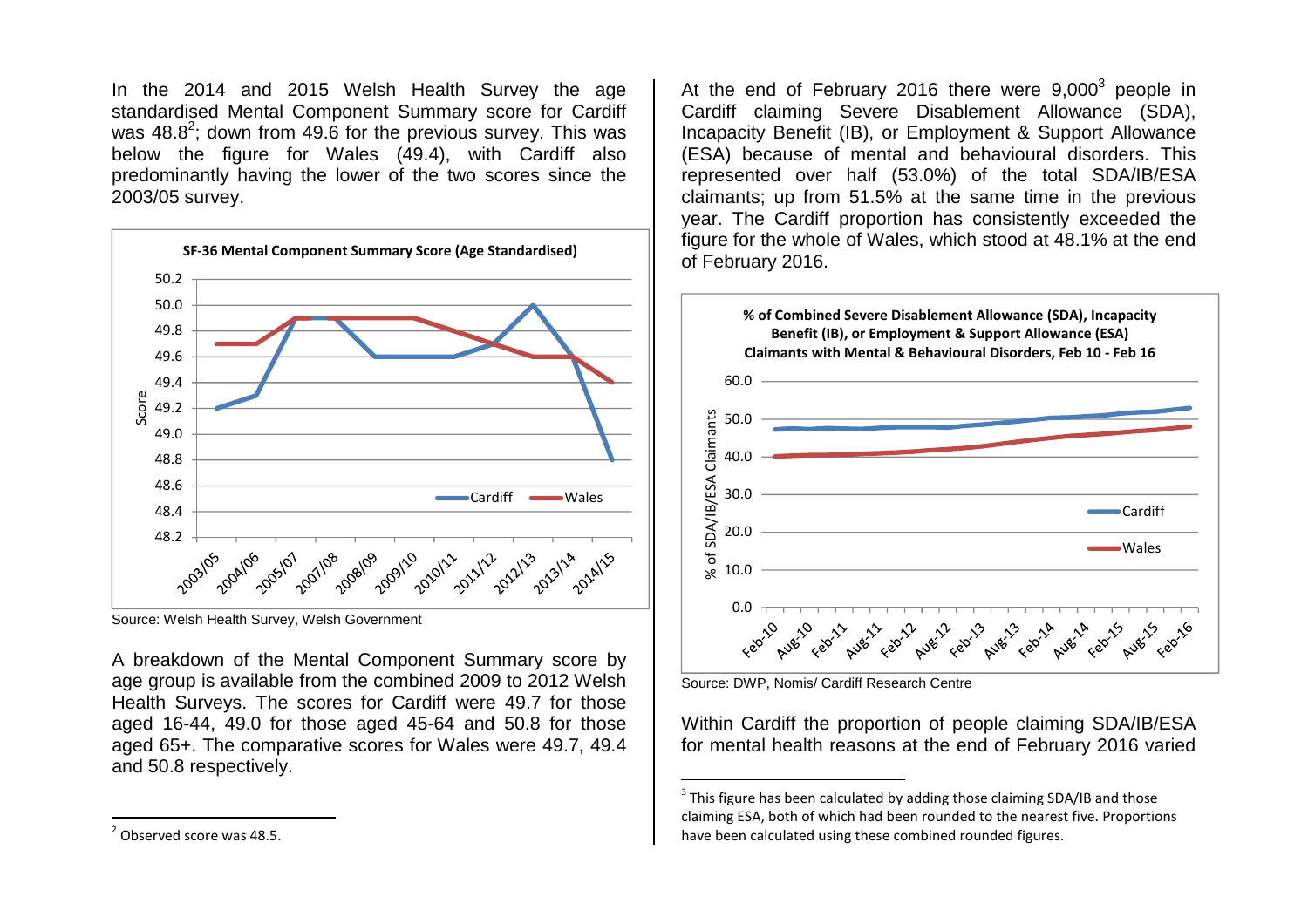In the 2014 and 2015 Welsh Health Survey the age standardised Mental Component Summary score for Cardiff was 48.8[2]; down from 49.6 for the previous survey. This was below the figure for Wales (49.4), with Cardiff also predominantly having the lower of the two scores since the 2003/05 survey.

**SF-36 Mental Component Summary Score (Age Standardised)**

Source: Welsh Health Survey, Welsh Government

A breakdown of the Mental Component Summary score by age group is available from the combined 2009 to 2012 Welsh Health Surveys. The scores for Cardiff were 49.7 for those aged 16-44, 49.0 for those aged 45-64 and 50.8 for those aged 65+. The comparative scores for Wales were 49.7, 49.4 and 50.8 respectively.

At the end of February 2016 there were 9,000[3] people in Cardiff claiming Severe Disablement Allowance (SDA), Incapacity Benefit (IB), or Employment & Support Allowance (ESA) because of mental and behavioural disorders. This represented over half (53.0%) of the total SDA/IB/ESA claimants; up from 51.5% at the same time in the previous year. The Cardiff proportion has consistently exceeded the figure for the whole of Wales, which stood at 48.1% at the end of February 2016.

**% of Combined Severe Disablement Allowance (SDA), Incapacity Benefit (IB), or Employment & Support Allowance (ESA) Claimants with Mental & Behavioural Disorders, Feb 10 - Feb 16**

Source: DWP, Nomis/ Cardiff Research Centre

Within Cardiff the proportion of people claiming SDA/IB/ESA for mental health reasons at the end of February 2016 varied

[2] Observed score was 48.5.

[3] This figure has been calculated by adding those claiming SDA/IB and those claiming ESA, both of which had been rounded to the nearest five. Proportions have been calculated using these combined rounded figures.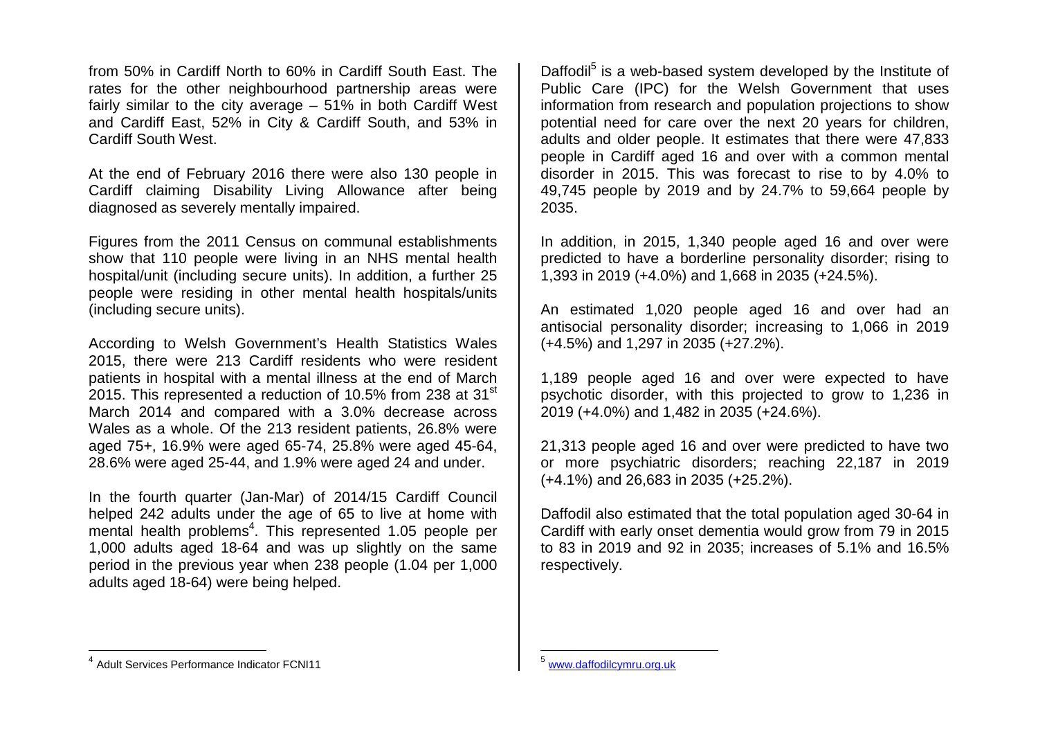from 50% in Cardiff North to 60% in Cardiff South East. The rates for the other neighbourhood partnership areas were fairly similar to the city average – 51% in both Cardiff West and Cardiff East, 52% in City & Cardiff South, and 53% in Cardiff South West.

At the end of February 2016 there were also 130 people in Cardiff claiming Disability Living Allowance after being diagnosed as severely mentally impaired.

Figures from the 2011 Census on communal establishments show that 110 people were living in an NHS mental health hospital/unit (including secure units). In addition, a further 25 people were residing in other mental health hospitals/units (including secure units).

According to Welsh Government's Health Statistics Wales 2015, there were 213 Cardiff residents who were resident patients in hospital with a mental illness at the end of March 2015. This represented a reduction of 10.5% from 238 at 31st March 2014 and compared with a 3.0% decrease across Wales as a whole. Of the 213 resident patients, 26.8% were aged 75+, 16.9% were aged 65-74, 25.8% were aged 45-64, 28.6% were aged 25-44, and 1.9% were aged 24 and under.

In the fourth quarter (Jan-Mar) of 2014/15 Cardiff Council helped 242 adults under the age of 65 to live at home with mental health problems[4]. This represented 1.05 people per 1,000 adults aged 18-64 and was up slightly on the same period in the previous year when 238 people (1.04 per 1,000 adults aged 18-64) were being helped.

Daffodil[5] is a web-based system developed by the Institute of Public Care (IPC) for the Welsh Government that uses information from research and population projections to show potential need for care over the next 20 years for children, adults and older people. It estimates that there were 47,833 people in Cardiff aged 16 and over with a common mental disorder in 2015. This was forecast to rise to by 4.0% to 49,745 people by 2019 and by 24.7% to 59,664 people by 2035.

In addition, in 2015, 1,340 people aged 16 and over were predicted to have a borderline personality disorder; rising to 1,393 in 2019 (+4.0%) and 1,668 in 2035 (+24.5%).

An estimated 1,020 people aged 16 and over had an antisocial personality disorder; increasing to 1,066 in 2019 (+4.5%) and 1,297 in 2035 (+27.2%).

1,189 people aged 16 and over were expected to have psychotic disorder, with this projected to grow to 1,236 in 2019 (+4.0%) and 1,482 in 2035 (+24.6%).

21,313 people aged 16 and over were predicted to have two or more psychiatric disorders; reaching 22,187 in 2019 (+4.1%) and 26,683 in 2035 (+25.2%).

Daffodil also estimated that the total population aged 30-64 in Cardiff with early onset dementia would grow from 79 in 2015 to 83 in 2019 and 92 in 2035; increases of 5.1% and 16.5% respectively.

---

[4] Adult Services Performance Indicator FCNI11

[5] www.daffodilcymru.org.uk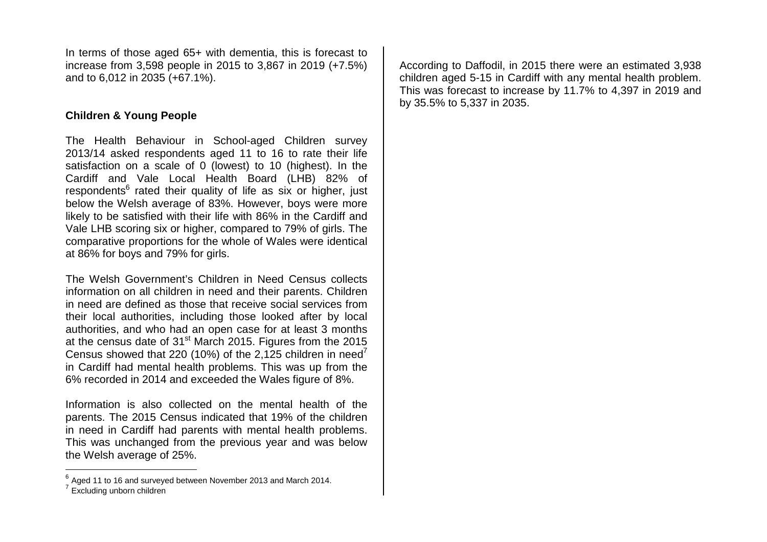In terms of those aged 65+ with dementia, this is forecast to increase from 3,598 people in 2015 to 3,867 in 2019 (+7.5%) and to 6,012 in 2035 (+67.1%).

**Children & Young People**

The Health Behaviour in School-aged Children survey 2013/14 asked respondents aged 11 to 16 to rate their life satisfaction on a scale of 0 (lowest) to 10 (highest). In the Cardiff and Vale Local Health Board (LHB) 82% of respondents[6] rated their quality of life as six or higher, just below the Welsh average of 83%. However, boys were more likely to be satisfied with their life with 86% in the Cardiff and Vale LHB scoring six or higher, compared to 79% of girls. The comparative proportions for the whole of Wales were identical at 86% for boys and 79% for girls.

The Welsh Government's Children in Need Census collects information on all children in need and their parents. Children in need are defined as those that receive social services from their local authorities, including those looked after by local authorities, and who had an open case for at least 3 months at the census date of 31st March 2015. Figures from the 2015 Census showed that 220 (10%) of the 2,125 children in need[7] in Cardiff had mental health problems. This was up from the 6% recorded in 2014 and exceeded the Wales figure of 8%.

Information is also collected on the mental health of the parents. The 2015 Census indicated that 19% of the children in need in Cardiff had parents with mental health problems. This was unchanged from the previous year and was below the Welsh average of 25%.

According to Daffodil, in 2015 there were an estimated 3,938 children aged 5-15 in Cardiff with any mental health problem. This was forecast to increase by 11.7% to 4,397 in 2019 and by 35.5% to 5,337 in 2035.

[6] Aged 11 to 16 and surveyed between November 2013 and March 2014.
[7] Excluding unborn children